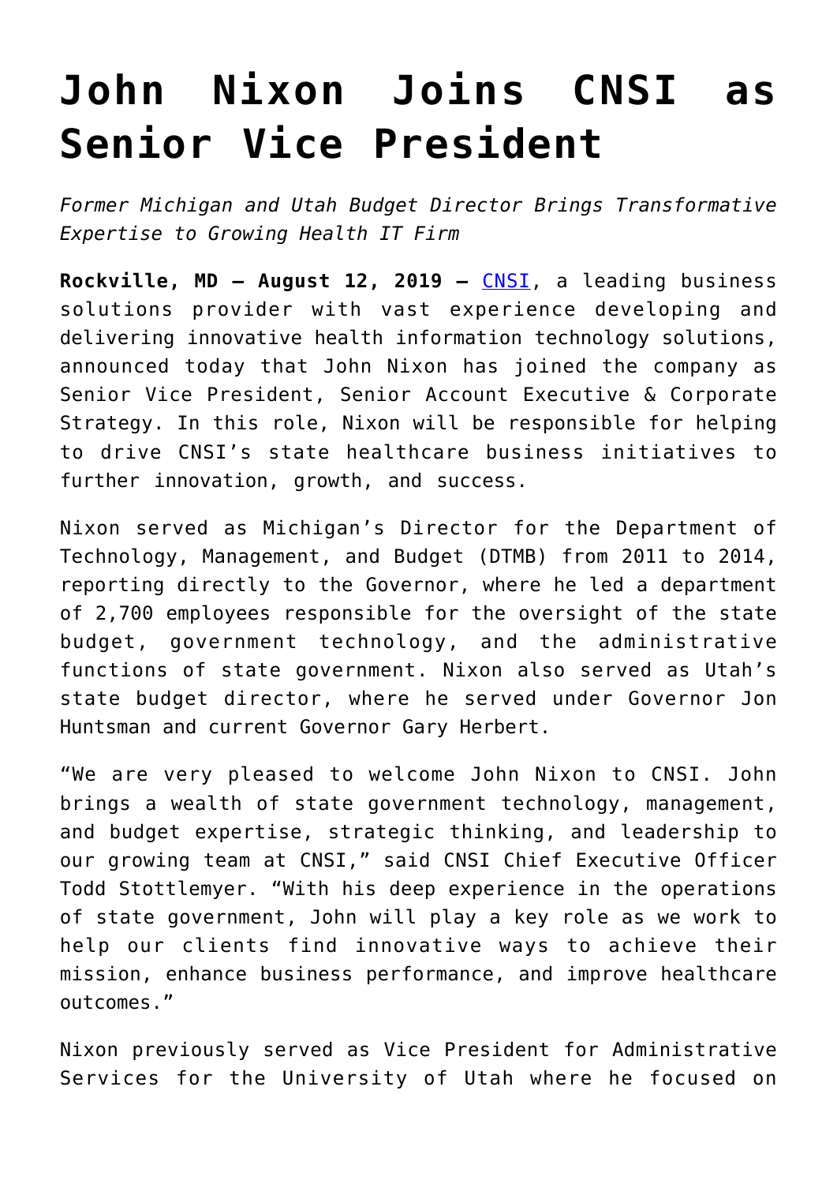# John Nixon Joins CNSI as Senior Vice President

*Former Michigan and Utah Budget Director Brings Transformative Expertise to Growing Health IT Firm*

**Rockville, MD – August 12, 2019 –** CNSI, a leading business solutions provider with vast experience developing and delivering innovative health information technology solutions, announced today that John Nixon has joined the company as Senior Vice President, Senior Account Executive & Corporate Strategy. In this role, Nixon will be responsible for helping to drive CNSI's state healthcare business initiatives to further innovation, growth, and success.

Nixon served as Michigan's Director for the Department of Technology, Management, and Budget (DTMB) from 2011 to 2014, reporting directly to the Governor, where he led a department of 2,700 employees responsible for the oversight of the state budget, government technology, and the administrative functions of state government. Nixon also served as Utah's state budget director, where he served under Governor Jon Huntsman and current Governor Gary Herbert.

"We are very pleased to welcome John Nixon to CNSI. John brings a wealth of state government technology, management, and budget expertise, strategic thinking, and leadership to our growing team at CNSI," said CNSI Chief Executive Officer Todd Stottlemyer. "With his deep experience in the operations of state government, John will play a key role as we work to help our clients find innovative ways to achieve their mission, enhance business performance, and improve healthcare outcomes."

Nixon previously served as Vice President for Administrative Services for the University of Utah where he focused on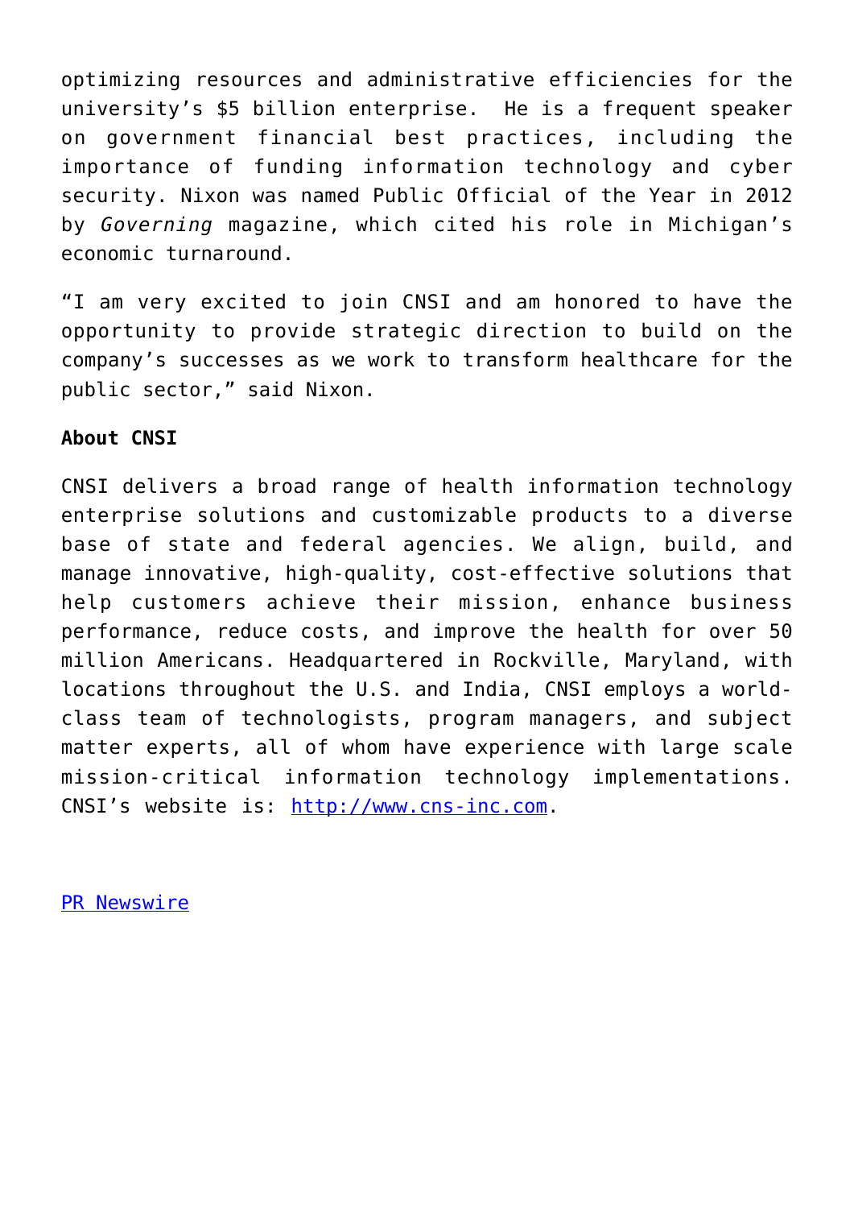optimizing resources and administrative efficiencies for the university's $5 billion enterprise.  He is a frequent speaker on government financial best practices, including the importance of funding information technology and cyber security. Nixon was named Public Official of the Year in 2012 by *Governing* magazine, which cited his role in Michigan's economic turnaround.

"I am very excited to join CNSI and am honored to have the opportunity to provide strategic direction to build on the company's successes as we work to transform healthcare for the public sector," said Nixon.

**About CNSI**

CNSI delivers a broad range of health information technology enterprise solutions and customizable products to a diverse base of state and federal agencies. We align, build, and manage innovative, high-quality, cost-effective solutions that help customers achieve their mission, enhance business performance, reduce costs, and improve the health for over 50 million Americans. Headquartered in Rockville, Maryland, with locations throughout the U.S. and India, CNSI employs a world-class team of technologists, program managers, and subject matter experts, all of whom have experience with large scale mission-critical information technology implementations. CNSI's website is: [http://www.cns-inc.com](http://www.cns-inc.com).

[PR Newswire]()